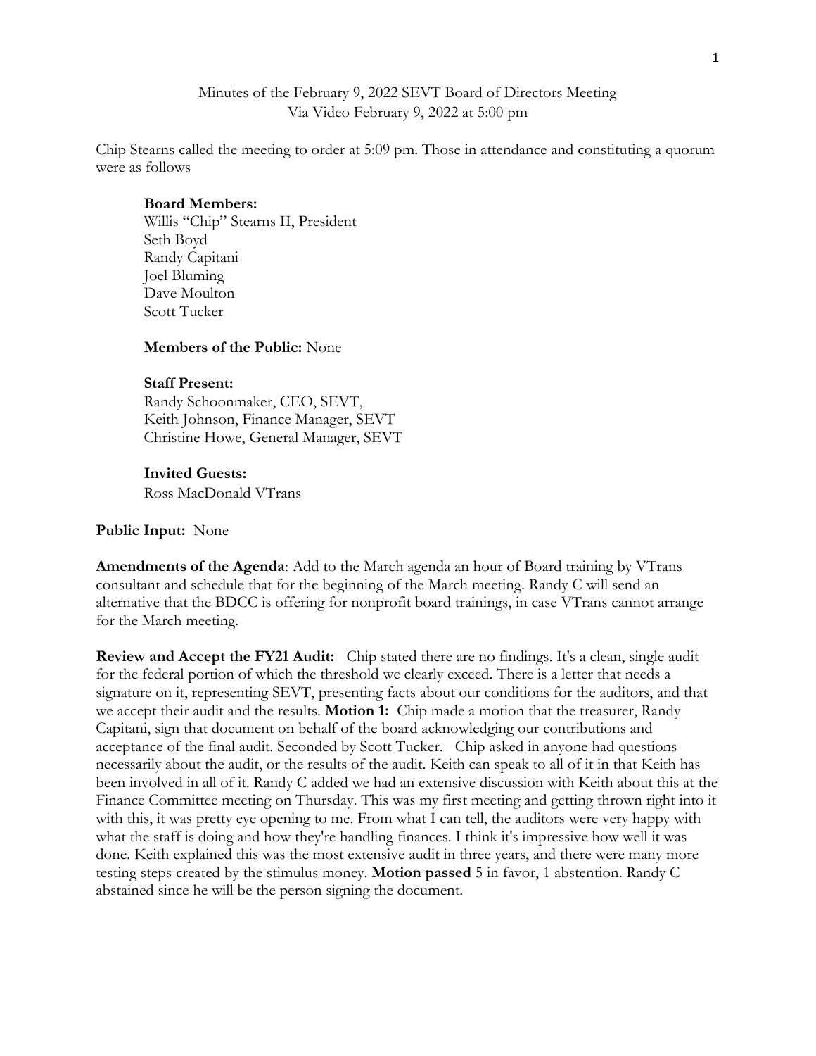Minutes of the February 9, 2022 SEVT Board of Directors Meeting
Via Video February 9, 2022 at 5:00 pm

Chip Stearns called the meeting to order at 5:09 pm. Those in attendance and constituting a quorum were as follows

**Board Members:**
Willis "Chip" Stearns II, President
Seth Boyd
Randy Capitani
Joel Bluming
Dave Moulton
Scott Tucker

**Members of the Public:** None

**Staff Present:**
Randy Schoonmaker, CEO, SEVT,
Keith Johnson, Finance Manager, SEVT
Christine Howe, General Manager, SEVT

**Invited Guests:**
Ross MacDonald VTrans

**Public Input:** None

**Amendments of the Agenda**: Add to the March agenda an hour of Board training by VTrans consultant and schedule that for the beginning of the March meeting. Randy C will send an alternative that the BDCC is offering for nonprofit board trainings, in case VTrans cannot arrange for the March meeting.

**Review and Accept the FY21 Audit:** Chip stated there are no findings. It's a clean, single audit for the federal portion of which the threshold we clearly exceed. There is a letter that needs a signature on it, representing SEVT, presenting facts about our conditions for the auditors, and that we accept their audit and the results. **Motion 1:** Chip made a motion that the treasurer, Randy Capitani, sign that document on behalf of the board acknowledging our contributions and acceptance of the final audit. Seconded by Scott Tucker. Chip asked in anyone had questions necessarily about the audit, or the results of the audit. Keith can speak to all of it in that Keith has been involved in all of it. Randy C added we had an extensive discussion with Keith about this at the Finance Committee meeting on Thursday. This was my first meeting and getting thrown right into it with this, it was pretty eye opening to me. From what I can tell, the auditors were very happy with what the staff is doing and how they're handling finances. I think it's impressive how well it was done. Keith explained this was the most extensive audit in three years, and there were many more testing steps created by the stimulus money. **Motion passed** 5 in favor, 1 abstention. Randy C abstained since he will be the person signing the document.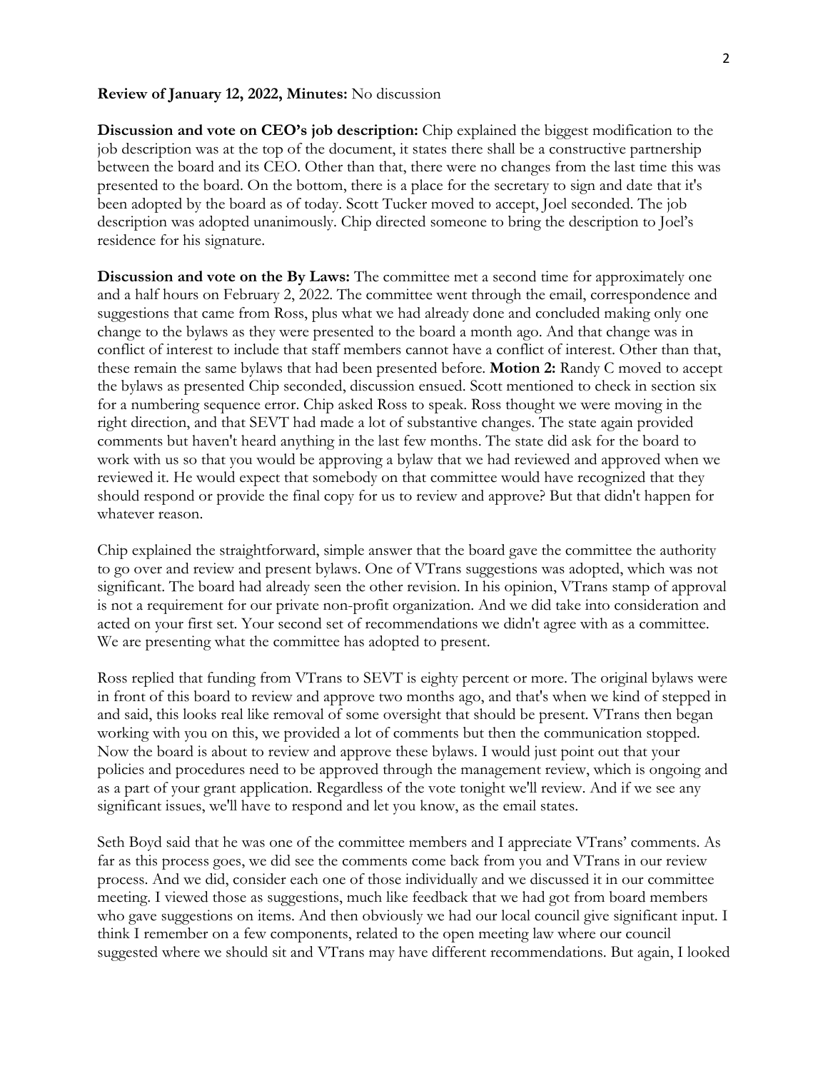**Review of January 12, 2022, Minutes:** No discussion

**Discussion and vote on CEO's job description:** Chip explained the biggest modification to the job description was at the top of the document, it states there shall be a constructive partnership between the board and its CEO. Other than that, there were no changes from the last time this was presented to the board. On the bottom, there is a place for the secretary to sign and date that it's been adopted by the board as of today. Scott Tucker moved to accept, Joel seconded. The job description was adopted unanimously. Chip directed someone to bring the description to Joel's residence for his signature.

**Discussion and vote on the By Laws:** The committee met a second time for approximately one and a half hours on February 2, 2022. The committee went through the email, correspondence and suggestions that came from Ross, plus what we had already done and concluded making only one change to the bylaws as they were presented to the board a month ago. And that change was in conflict of interest to include that staff members cannot have a conflict of interest. Other than that, these remain the same bylaws that had been presented before. **Motion 2:** Randy C moved to accept the bylaws as presented Chip seconded, discussion ensued. Scott mentioned to check in section six for a numbering sequence error. Chip asked Ross to speak. Ross thought we were moving in the right direction, and that SEVT had made a lot of substantive changes. The state again provided comments but haven't heard anything in the last few months. The state did ask for the board to work with us so that you would be approving a bylaw that we had reviewed and approved when we reviewed it. He would expect that somebody on that committee would have recognized that they should respond or provide the final copy for us to review and approve? But that didn't happen for whatever reason.

Chip explained the straightforward, simple answer that the board gave the committee the authority to go over and review and present bylaws. One of VTrans suggestions was adopted, which was not significant. The board had already seen the other revision. In his opinion, VTrans stamp of approval is not a requirement for our private non-profit organization. And we did take into consideration and acted on your first set. Your second set of recommendations we didn't agree with as a committee. We are presenting what the committee has adopted to present.

Ross replied that funding from VTrans to SEVT is eighty percent or more. The original bylaws were in front of this board to review and approve two months ago, and that's when we kind of stepped in and said, this looks real like removal of some oversight that should be present. VTrans then began working with you on this, we provided a lot of comments but then the communication stopped. Now the board is about to review and approve these bylaws. I would just point out that your policies and procedures need to be approved through the management review, which is ongoing and as a part of your grant application. Regardless of the vote tonight we'll review. And if we see any significant issues, we'll have to respond and let you know, as the email states.

Seth Boyd said that he was one of the committee members and I appreciate VTrans' comments. As far as this process goes, we did see the comments come back from you and VTrans in our review process. And we did, consider each one of those individually and we discussed it in our committee meeting. I viewed those as suggestions, much like feedback that we had got from board members who gave suggestions on items. And then obviously we had our local council give significant input. I think I remember on a few components, related to the open meeting law where our council suggested where we should sit and VTrans may have different recommendations. But again, I looked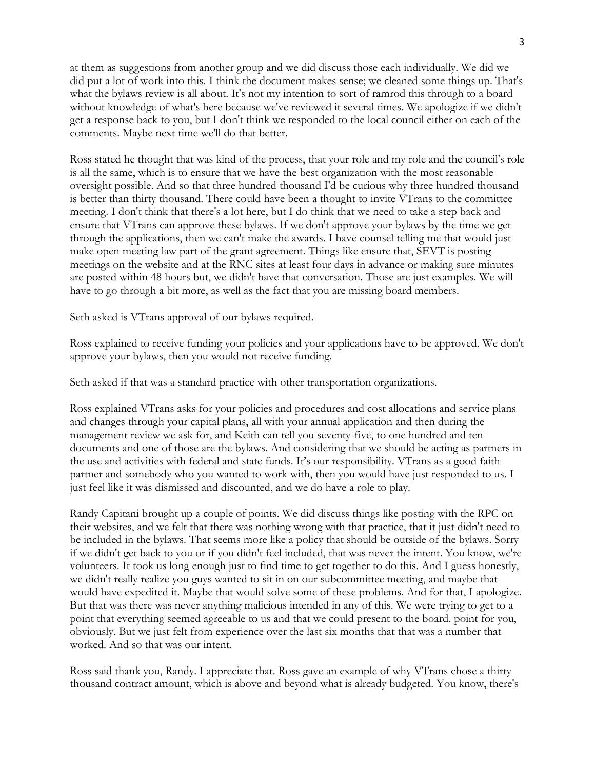at them as suggestions from another group and we did discuss those each individually. We did we did put a lot of work into this. I think the document makes sense; we cleaned some things up. That's what the bylaws review is all about. It's not my intention to sort of ramrod this through to a board without knowledge of what's here because we've reviewed it several times. We apologize if we didn't get a response back to you, but I don't think we responded to the local council either on each of the comments. Maybe next time we'll do that better.

Ross stated he thought that was kind of the process, that your role and my role and the council's role is all the same, which is to ensure that we have the best organization with the most reasonable oversight possible. And so that three hundred thousand I'd be curious why three hundred thousand is better than thirty thousand. There could have been a thought to invite VTrans to the committee meeting. I don't think that there's a lot here, but I do think that we need to take a step back and ensure that VTrans can approve these bylaws. If we don't approve your bylaws by the time we get through the applications, then we can't make the awards. I have counsel telling me that would just make open meeting law part of the grant agreement. Things like ensure that, SEVT is posting meetings on the website and at the RNC sites at least four days in advance or making sure minutes are posted within 48 hours but, we didn't have that conversation. Those are just examples. We will have to go through a bit more, as well as the fact that you are missing board members.

Seth asked is VTrans approval of our bylaws required.

Ross explained to receive funding your policies and your applications have to be approved. We don't approve your bylaws, then you would not receive funding.

Seth asked if that was a standard practice with other transportation organizations.

Ross explained VTrans asks for your policies and procedures and cost allocations and service plans and changes through your capital plans, all with your annual application and then during the management review we ask for, and Keith can tell you seventy-five, to one hundred and ten documents and one of those are the bylaws. And considering that we should be acting as partners in the use and activities with federal and state funds. It's our responsibility. VTrans as a good faith partner and somebody who you wanted to work with, then you would have just responded to us. I just feel like it was dismissed and discounted, and we do have a role to play.

Randy Capitani brought up a couple of points. We did discuss things like posting with the RPC on their websites, and we felt that there was nothing wrong with that practice, that it just didn't need to be included in the bylaws. That seems more like a policy that should be outside of the bylaws. Sorry if we didn't get back to you or if you didn't feel included, that was never the intent. You know, we're volunteers. It took us long enough just to find time to get together to do this. And I guess honestly, we didn't really realize you guys wanted to sit in on our subcommittee meeting, and maybe that would have expedited it. Maybe that would solve some of these problems. And for that, I apologize. But that was there was never anything malicious intended in any of this. We were trying to get to a point that everything seemed agreeable to us and that we could present to the board. point for you, obviously. But we just felt from experience over the last six months that that was a number that worked. And so that was our intent.

Ross said thank you, Randy. I appreciate that. Ross gave an example of why VTrans chose a thirty thousand contract amount, which is above and beyond what is already budgeted. You know, there's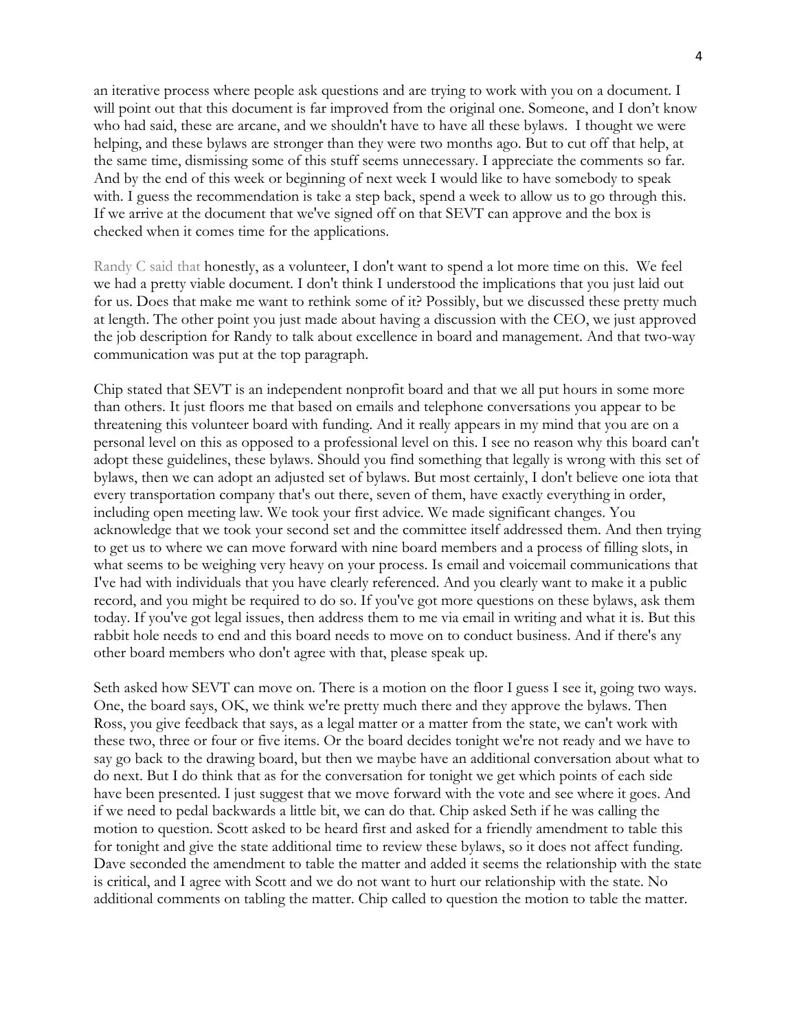an iterative process where people ask questions and are trying to work with you on a document. I will point out that this document is far improved from the original one. Someone, and I don't know who had said, these are arcane, and we shouldn't have to have all these bylaws. I thought we were helping, and these bylaws are stronger than they were two months ago. But to cut off that help, at the same time, dismissing some of this stuff seems unnecessary. I appreciate the comments so far. And by the end of this week or beginning of next week I would like to have somebody to speak with. I guess the recommendation is take a step back, spend a week to allow us to go through this. If we arrive at the document that we've signed off on that SEVT can approve and the box is checked when it comes time for the applications.

Randy C said that honestly, as a volunteer, I don't want to spend a lot more time on this. We feel we had a pretty viable document. I don't think I understood the implications that you just laid out for us. Does that make me want to rethink some of it? Possibly, but we discussed these pretty much at length. The other point you just made about having a discussion with the CEO, we just approved the job description for Randy to talk about excellence in board and management. And that two-way communication was put at the top paragraph.

Chip stated that SEVT is an independent nonprofit board and that we all put hours in some more than others. It just floors me that based on emails and telephone conversations you appear to be threatening this volunteer board with funding. And it really appears in my mind that you are on a personal level on this as opposed to a professional level on this. I see no reason why this board can't adopt these guidelines, these bylaws. Should you find something that legally is wrong with this set of bylaws, then we can adopt an adjusted set of bylaws. But most certainly, I don't believe one iota that every transportation company that's out there, seven of them, have exactly everything in order, including open meeting law. We took your first advice. We made significant changes. You acknowledge that we took your second set and the committee itself addressed them. And then trying to get us to where we can move forward with nine board members and a process of filling slots, in what seems to be weighing very heavy on your process. Is email and voicemail communications that I've had with individuals that you have clearly referenced. And you clearly want to make it a public record, and you might be required to do so. If you've got more questions on these bylaws, ask them today. If you've got legal issues, then address them to me via email in writing and what it is. But this rabbit hole needs to end and this board needs to move on to conduct business. And if there's any other board members who don't agree with that, please speak up.

Seth asked how SEVT can move on. There is a motion on the floor I guess I see it, going two ways. One, the board says, OK, we think we're pretty much there and they approve the bylaws. Then Ross, you give feedback that says, as a legal matter or a matter from the state, we can't work with these two, three or four or five items. Or the board decides tonight we're not ready and we have to say go back to the drawing board, but then we maybe have an additional conversation about what to do next. But I do think that as for the conversation for tonight we get which points of each side have been presented. I just suggest that we move forward with the vote and see where it goes. And if we need to pedal backwards a little bit, we can do that. Chip asked Seth if he was calling the motion to question. Scott asked to be heard first and asked for a friendly amendment to table this for tonight and give the state additional time to review these bylaws, so it does not affect funding. Dave seconded the amendment to table the matter and added it seems the relationship with the state is critical, and I agree with Scott and we do not want to hurt our relationship with the state. No additional comments on tabling the matter. Chip called to question the motion to table the matter.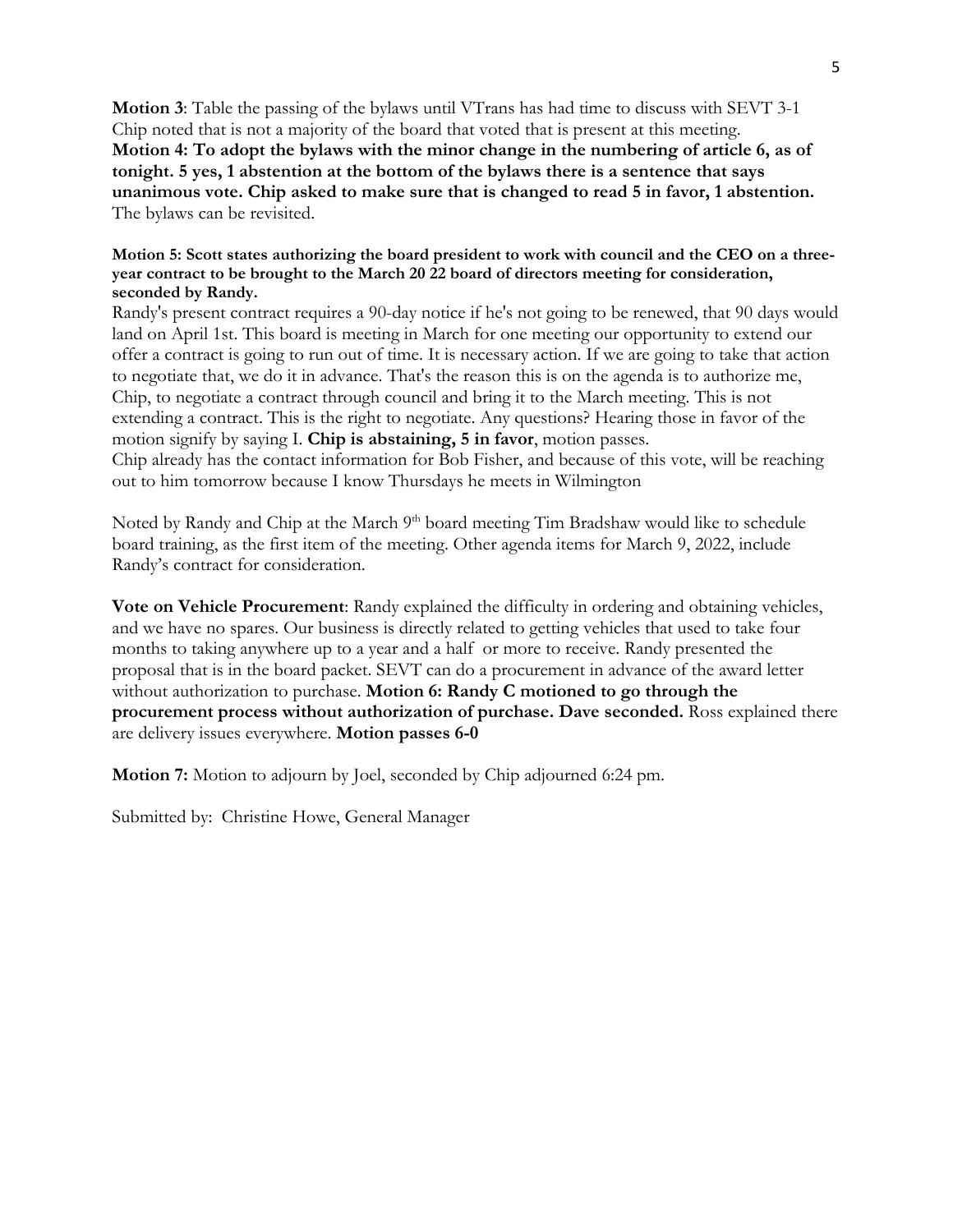**Motion 3**: Table the passing of the bylaws until VTrans has had time to discuss with SEVT 3-1 Chip noted that is not a majority of the board that voted that is present at this meeting.
**Motion 4: To adopt the bylaws with the minor change in the numbering of article 6, as of tonight. 5 yes, 1 abstention at the bottom of the bylaws there is a sentence that says unanimous vote. Chip asked to make sure that is changed to read 5 in favor, 1 abstention.** The bylaws can be revisited.

**Motion 5: Scott states authorizing the board president to work with council and the CEO on a three-year contract to be brought to the March 20 22 board of directors meeting for consideration, seconded by Randy.**
Randy's present contract requires a 90-day notice if he's not going to be renewed, that 90 days would land on April 1st. This board is meeting in March for one meeting our opportunity to extend our offer a contract is going to run out of time. It is necessary action. If we are going to take that action to negotiate that, we do it in advance. That's the reason this is on the agenda is to authorize me, Chip, to negotiate a contract through council and bring it to the March meeting. This is not extending a contract. This is the right to negotiate. Any questions? Hearing those in favor of the motion signify by saying I. **Chip is abstaining, 5 in favor**, motion passes.
Chip already has the contact information for Bob Fisher, and because of this vote, will be reaching out to him tomorrow because I know Thursdays he meets in Wilmington

Noted by Randy and Chip at the March 9th board meeting Tim Bradshaw would like to schedule board training, as the first item of the meeting. Other agenda items for March 9, 2022, include Randy's contract for consideration.

**Vote on Vehicle Procurement**: Randy explained the difficulty in ordering and obtaining vehicles, and we have no spares. Our business is directly related to getting vehicles that used to take four months to taking anywhere up to a year and a half or more to receive. Randy presented the proposal that is in the board packet. SEVT can do a procurement in advance of the award letter without authorization to purchase. **Motion 6: Randy C motioned to go through the procurement process without authorization of purchase. Dave seconded.** Ross explained there are delivery issues everywhere. **Motion passes 6-0**

**Motion 7:** Motion to adjourn by Joel, seconded by Chip adjourned 6:24 pm.

Submitted by: Christine Howe, General Manager